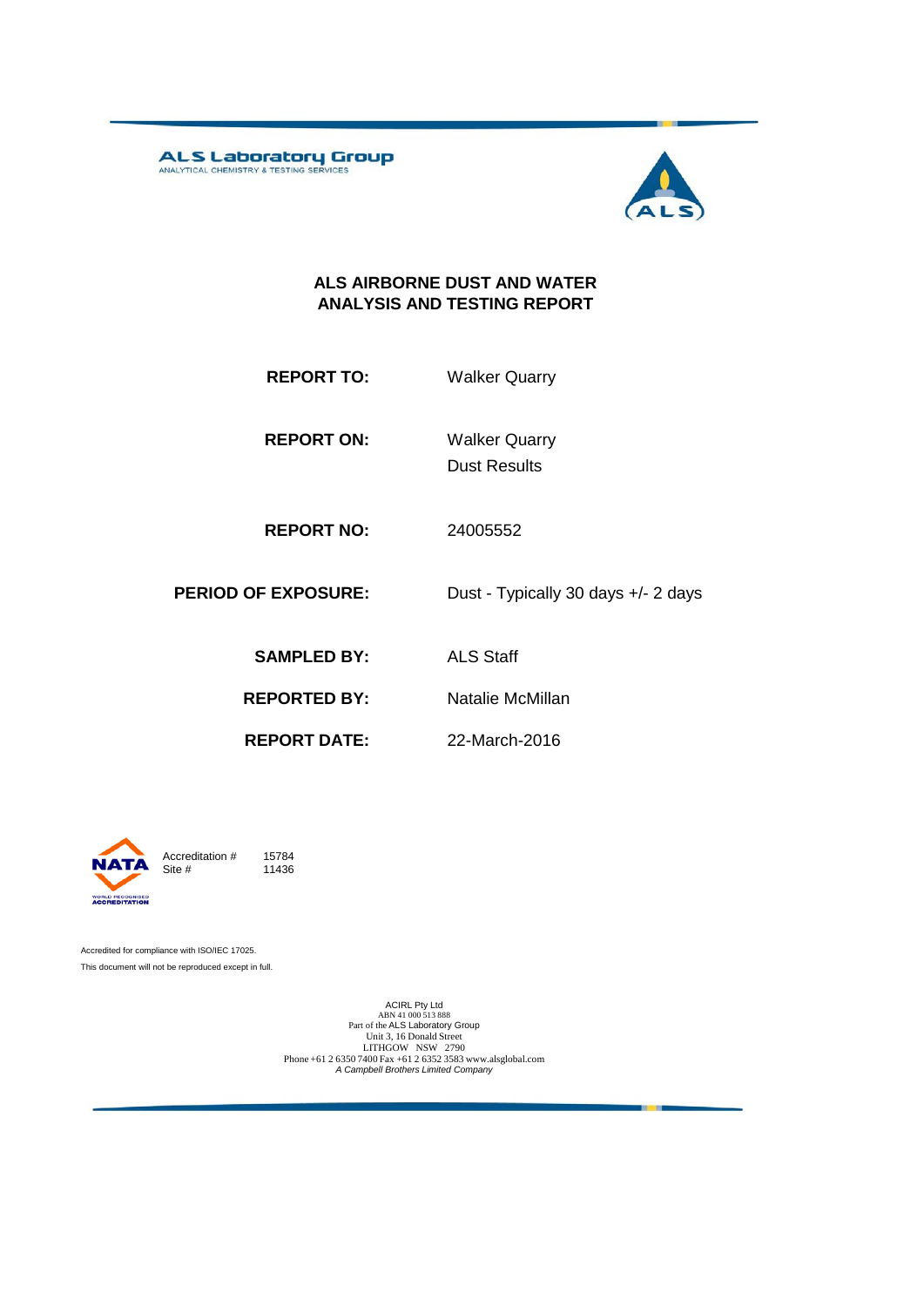ALS Laboratory Group
ANALYTICAL CHEMISTRY & TESTING SERVICES

# ALS AIRBORNE DUST AND WATER ANALYSIS AND TESTING REPORT

| | |
|---|---|
| **REPORT TO:** | Walker Quarry |
| **REPORT ON:** | Walker Quarry<br>Dust Results |
| **REPORT NO:** | 24005552 |
| **PERIOD OF EXPOSURE:** | Dust - Typically 30 days +/- 2 days |
| **SAMPLED BY:** | ALS Staff |
| **REPORTED BY:** | Natalie McMillan |
| **REPORT DATE:** | 22-March-2016 |

NATA
WORLD RECOGNISED ACCREDITATION

Accreditation # 15784
Site # 11436

Accredited for compliance with ISO/IEC 17025.
This document will not be reproduced except in full.

ACIRL Pty Ltd
ABN 41 000 513 888
Part of the ALS Laboratory Group
Unit 3, 16 Donald Street
LITHGOW NSW 2790
Phone +61 2 6350 7400 Fax +61 2 6352 3583 www.alsglobal.com
*A Campbell Brothers Limited Company*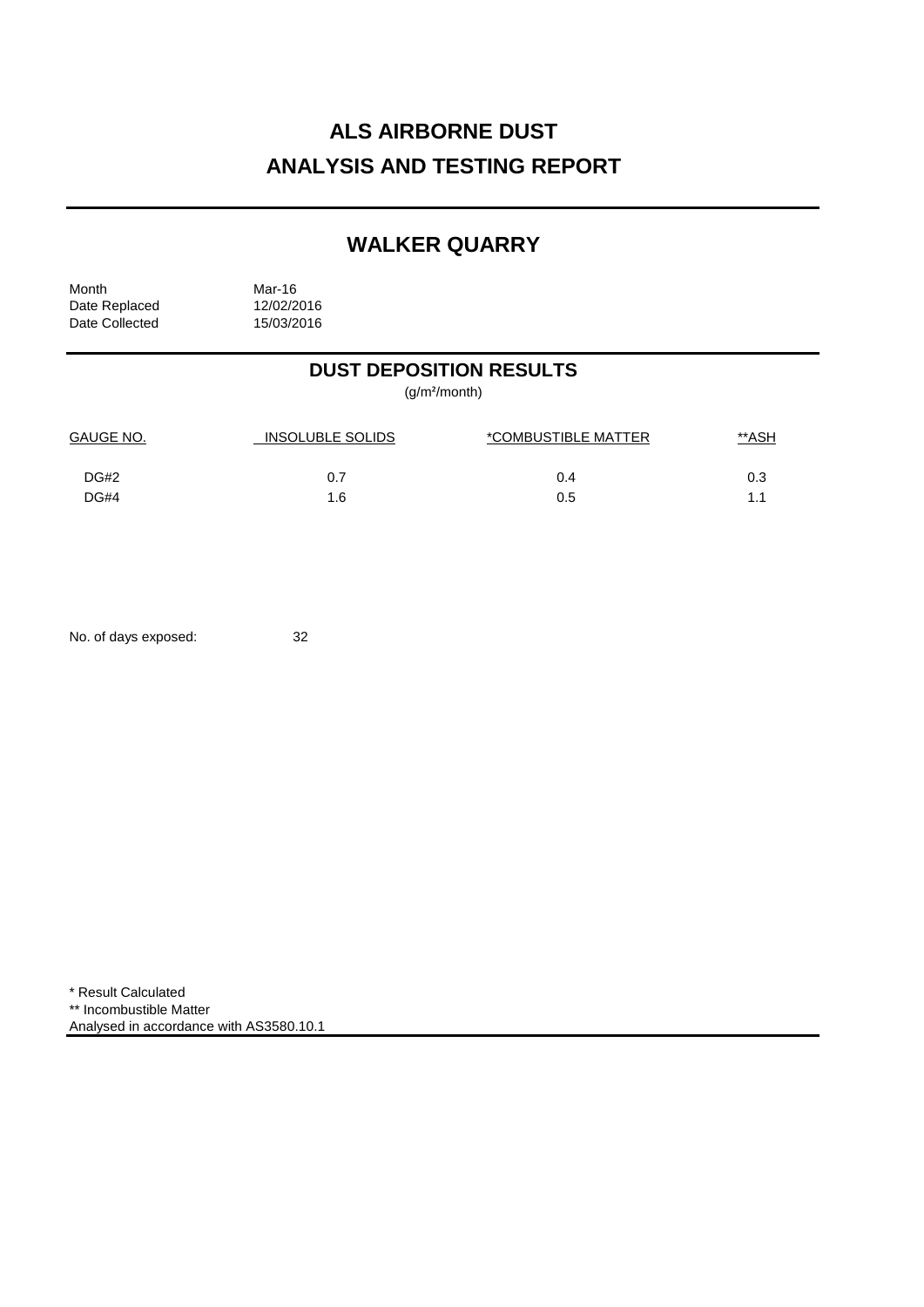# ALS AIRBORNE DUST
# ANALYSIS AND TESTING REPORT

## WALKER QUARRY

Month Mar-16
Date Replaced 12/02/2016
Date Collected 15/03/2016

## DUST DEPOSITION RESULTS

(g/m²/month)

| GAUGE NO. | INSOLUBLE SOLIDS | *COMBUSTIBLE MATTER | **ASH |
|---|---|---|---|
| DG#2 | 0.7 | 0.4 | 0.3 |
| DG#4 | 1.6 | 0.5 | 1.1 |

No. of days exposed: 32

\* Result Calculated
** Incombustible Matter
Analysed in accordance with AS3580.10.1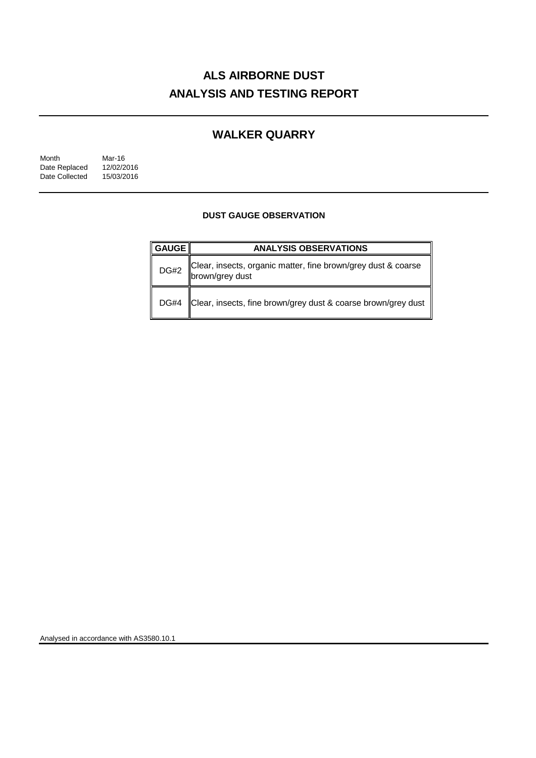# ALS AIRBORNE DUST
# ANALYSIS AND TESTING REPORT

## WALKER QUARRY

Month Mar-16
Date Replaced 12/02/2016
Date Collected 15/03/2016

### DUST GAUGE OBSERVATION

| GAUGE | ANALYSIS OBSERVATIONS |
|---|---|
| DG#2 | Clear, insects, organic matter, fine brown/grey dust & coarse brown/grey dust |
| DG#4 | Clear, insects, fine brown/grey dust & coarse brown/grey dust |

Analysed in accordance with AS3580.10.1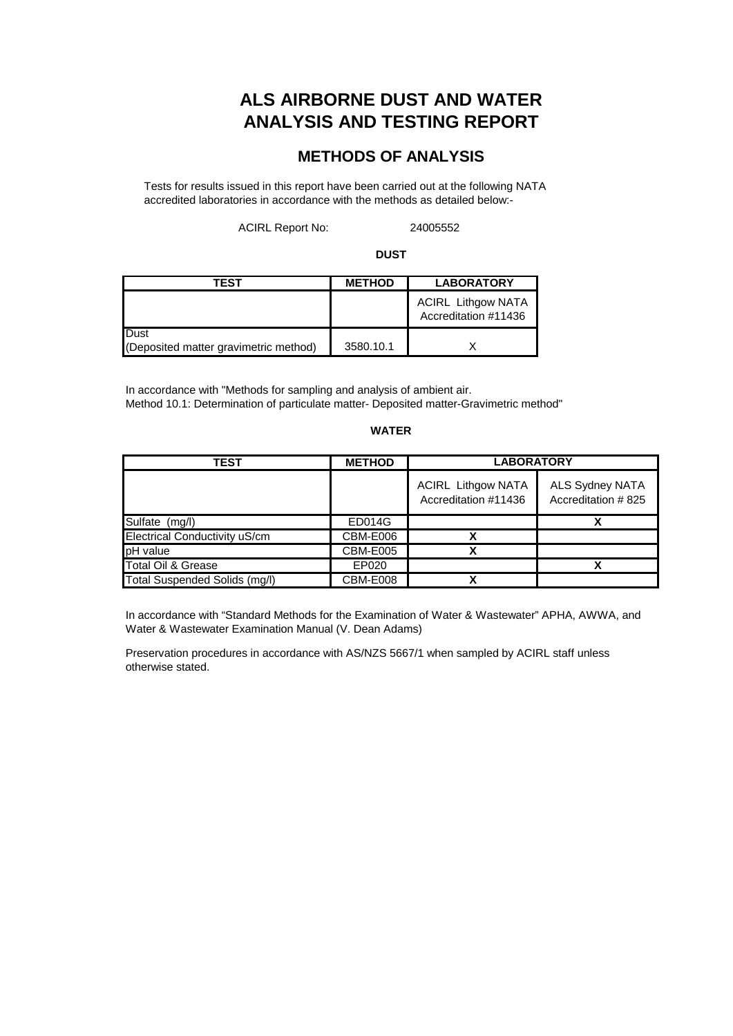# ALS AIRBORNE DUST AND WATER ANALYSIS AND TESTING REPORT

## METHODS OF ANALYSIS

Tests for results issued in this report have been carried out at the following NATA accredited laboratories in accordance with the methods as detailed below:-

ACIRL Report No: 24005552

**DUST**

| TEST | METHOD | LABORATORY |
|---|---|---|
| | | ACIRL Lithgow NATA Accreditation #11436 |
| Dust (Deposited matter gravimetric method) | 3580.10.1 | X |

In accordance with "Methods for sampling and analysis of ambient air.
Method 10.1: Determination of particulate matter- Deposited matter-Gravimetric method"

**WATER**

| TEST | METHOD | LABORATORY | |
|---|---|---|---|
| | | ACIRL Lithgow NATA Accreditation #11436 | ALS Sydney NATA Accreditation # 825 |
| Sulfate (mg/l) | ED014G | | X |
| Electrical Conductivity uS/cm | CBM-E006 | X | |
| pH value | CBM-E005 | X | |
| Total Oil & Grease | EP020 | | X |
| Total Suspended Solids (mg/l) | CBM-E008 | X | |

In accordance with “Standard Methods for the Examination of Water & Wastewater” APHA, AWWA, and Water & Wastewater Examination Manual (V. Dean Adams)

Preservation procedures in accordance with AS/NZS 5667/1 when sampled by ACIRL staff unless otherwise stated.